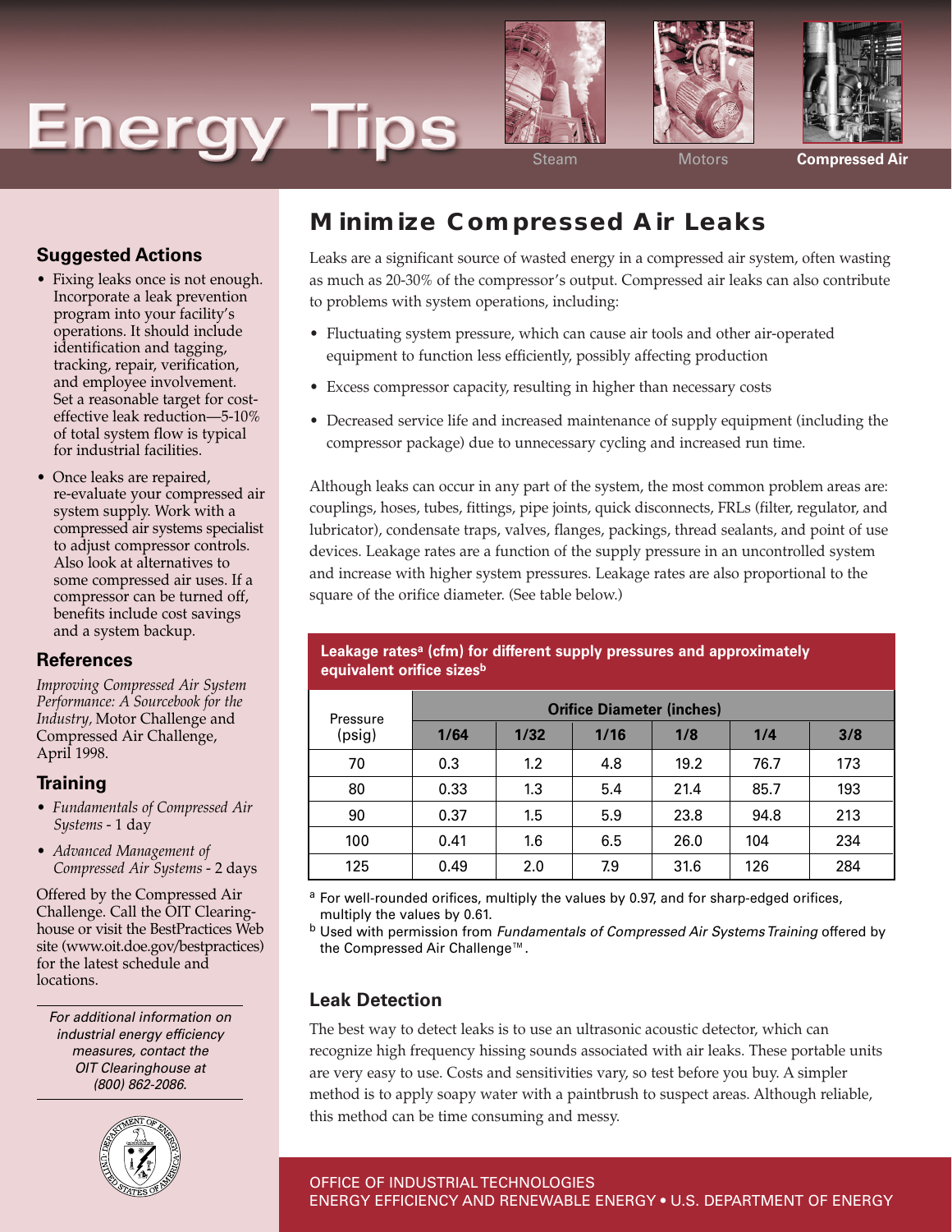# Energy Tips

Steam | Motors | **Compressed Air**

## Minimize Compressed Air Leaks

Leaks are a significant source of wasted energy in a compressed air system, often wasting as much as 20-30% of the compressor's output. Compressed air leaks can also contribute to problems with system operations, including:

- Fluctuating system pressure, which can cause air tools and other air-operated equipment to function less efficiently, possibly affecting production
- Excess compressor capacity, resulting in higher than necessary costs
- Decreased service life and increased maintenance of supply equipment (including the compressor package) due to unnecessary cycling and increased run time.

Although leaks can occur in any part of the system, the most common problem areas are: couplings, hoses, tubes, fittings, pipe joints, quick disconnects, FRLs (filter, regulator, and lubricator), condensate traps, valves, flanges, packings, thread sealants, and point of use devices. Leakage rates are a function of the supply pressure in an uncontrolled system and increase with higher system pressures. Leakage rates are also proportional to the square of the orifice diameter. (See table below.)

**Leakage rates[a] (cfm) for different supply pressures and approximately equivalent orifice sizes[b]**

| Pressure (psig) | Orifice Diameter (inches) | | | | | |
|---|---|---|---|---|---|---|
| | **1/64** | **1/32** | **1/16** | **1/8** | **1/4** | **3/8** |
| 70 | 0.3 | 1.2 | 4.8 | 19.2 | 76.7 | 173 |
| 80 | 0.33 | 1.3 | 5.4 | 21.4 | 85.7 | 193 |
| 90 | 0.37 | 1.5 | 5.9 | 23.8 | 94.8 | 213 |
| 100 | 0.41 | 1.6 | 6.5 | 26.0 | 104 | 234 |
| 125 | 0.49 | 2.0 | 7.9 | 31.6 | 126 | 284 |

[a] For well-rounded orifices, multiply the values by 0.97, and for sharp-edged orifices, multiply the values by 0.61.

[b] Used with permission from *Fundamentals of Compressed Air Systems Training* offered by the Compressed Air Challenge™.

### Leak Detection

The best way to detect leaks is to use an ultrasonic acoustic detector, which can recognize high frequency hissing sounds associated with air leaks. These portable units are very easy to use. Costs and sensitivities vary, so test before you buy. A simpler method is to apply soapy water with a paintbrush to suspect areas. Although reliable, this method can be time consuming and messy.

### Suggested Actions

- Fixing leaks once is not enough. Incorporate a leak prevention program into your facility's operations. It should include identification and tagging, tracking, repair, verification, and employee involvement. Set a reasonable target for cost-effective leak reduction—5-10% of total system flow is typical for industrial facilities.
- Once leaks are repaired, re-evaluate your compressed air system supply. Work with a compressed air systems specialist to adjust compressor controls. Also look at alternatives to some compressed air uses. If a compressor can be turned off, benefits include cost savings and a system backup.

### References

*Improving Compressed Air System Performance: A Sourcebook for the Industry*, Motor Challenge and Compressed Air Challenge, April 1998.

### Training

- *Fundamentals of Compressed Air Systems* - 1 day
- *Advanced Management of Compressed Air Systems* - 2 days

Offered by the Compressed Air Challenge. Call the OIT Clearinghouse or visit the BestPractices Web site (www.oit.doe.gov/bestpractices) for the latest schedule and locations.

*For additional information on industrial energy efficiency measures, contact the OIT Clearinghouse at (800) 862-2086.*

OFFICE OF INDUSTRIAL TECHNOLOGIES
ENERGY EFFICIENCY AND RENEWABLE ENERGY • U.S. DEPARTMENT OF ENERGY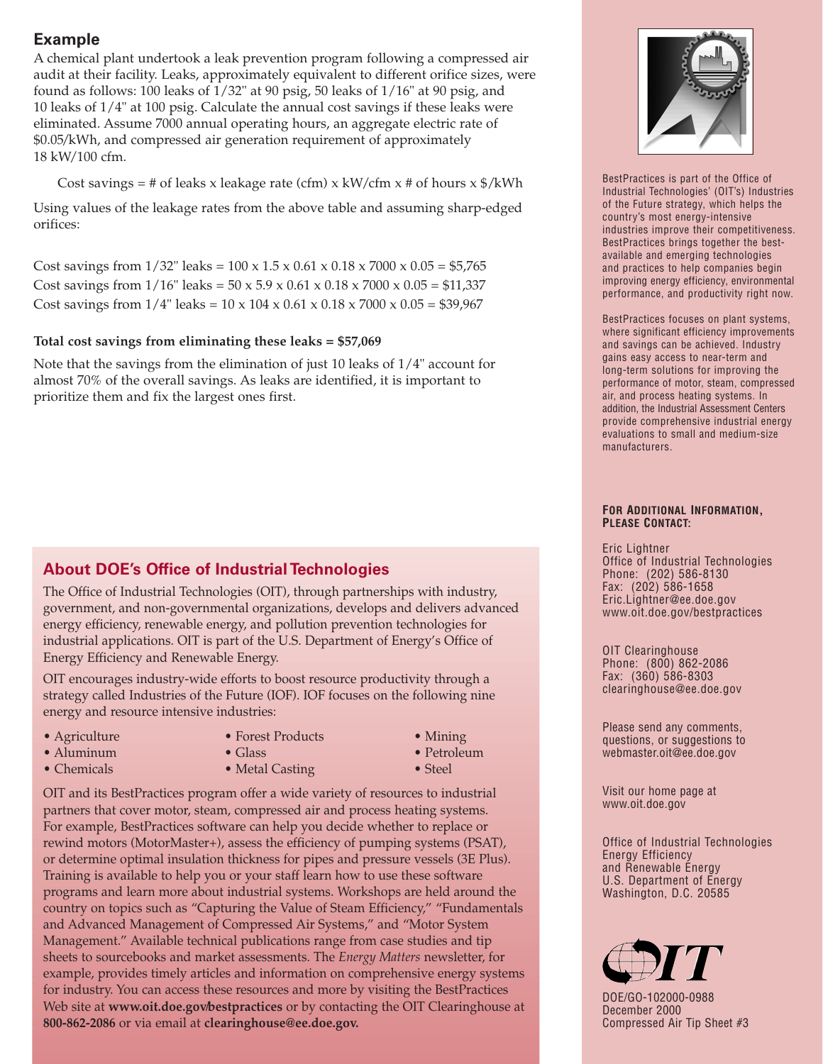## Example

A chemical plant undertook a leak prevention program following a compressed air audit at their facility. Leaks, approximately equivalent to different orifice sizes, were found as follows: 100 leaks of 1/32" at 90 psig, 50 leaks of 1/16" at 90 psig, and 10 leaks of 1/4" at 100 psig. Calculate the annual cost savings if these leaks were eliminated. Assume 7000 annual operating hours, an aggregate electric rate of $0.05/kWh, and compressed air generation requirement of approximately 18 kW/100 cfm.

Cost savings = # of leaks x leakage rate (cfm) x kW/cfm x # of hours x $/kWh

Using values of the leakage rates from the above table and assuming sharp-edged orifices:

Cost savings from 1/32" leaks = 100 x 1.5 x 0.61 x 0.18 x 7000 x 0.05 = $5,765
Cost savings from 1/16" leaks = 50 x 5.9 x 0.61 x 0.18 x 7000 x 0.05 = $11,337
Cost savings from 1/4" leaks = 10 x 104 x 0.61 x 0.18 x 7000 x 0.05 = $39,967

**Total cost savings from eliminating these leaks = $57,069**

Note that the savings from the elimination of just 10 leaks of 1/4" account for almost 70% of the overall savings. As leaks are identified, it is important to prioritize them and fix the largest ones first.

## About DOE's Office of Industrial Technologies

The Office of Industrial Technologies (OIT), through partnerships with industry, government, and non-governmental organizations, develops and delivers advanced energy efficiency, renewable energy, and pollution prevention technologies for industrial applications. OIT is part of the U.S. Department of Energy's Office of Energy Efficiency and Renewable Energy.

OIT encourages industry-wide efforts to boost resource productivity through a strategy called Industries of the Future (IOF). IOF focuses on the following nine energy and resource intensive industries:

- Agriculture
- Aluminum
- Chemicals
- Forest Products
- Glass
- Metal Casting
- Mining
- Petroleum
- Steel

OIT and its BestPractices program offer a wide variety of resources to industrial partners that cover motor, steam, compressed air and process heating systems. For example, BestPractices software can help you decide whether to replace or rewind motors (MotorMaster+), assess the efficiency of pumping systems (PSAT), or determine optimal insulation thickness for pipes and pressure vessels (3E Plus). Training is available to help you or your staff learn how to use these software programs and learn more about industrial systems. Workshops are held around the country on topics such as "Capturing the Value of Steam Efficiency," "Fundamentals and Advanced Management of Compressed Air Systems," and "Motor System Management." Available technical publications range from case studies and tip sheets to sourcebooks and market assessments. The *Energy Matters* newsletter, for example, provides timely articles and information on comprehensive energy systems for industry. You can access these resources and more by visiting the BestPractices Web site at **www.oit.doe.gov/bestpractices** or by contacting the OIT Clearinghouse at **800-862-2086** or via email at **clearinghouse@ee.doe.gov.**

BestPractices is part of the Office of Industrial Technologies' (OIT's) Industries of the Future strategy, which helps the country's most energy-intensive industries improve their competitiveness. BestPractices brings together the best-available and emerging technologies and practices to help companies begin improving energy efficiency, environmental performance, and productivity right now.

BestPractices focuses on plant systems, where significant efficiency improvements and savings can be achieved. Industry gains easy access to near-term and long-term solutions for improving the performance of motor, steam, compressed air, and process heating systems. In addition, the Industrial Assessment Centers provide comprehensive industrial energy evaluations to small and medium-size manufacturers.

**For Additional Information, Please Contact:**

Eric Lightner
Office of Industrial Technologies
Phone: (202) 586-8130
Fax: (202) 586-1658
Eric.Lightner@ee.doe.gov
www.oit.doe.gov/bestpractices

OIT Clearinghouse
Phone: (800) 862-2086
Fax: (360) 586-8303
clearinghouse@ee.doe.gov

Please send any comments, questions, or suggestions to webmaster.oit@ee.doe.gov

Visit our home page at www.oit.doe.gov

Office of Industrial Technologies
Energy Efficiency
and Renewable Energy
U.S. Department of Energy
Washington, D.C. 20585

OIT

DOE/GO-102000-0988
December 2000
Compressed Air Tip Sheet #3